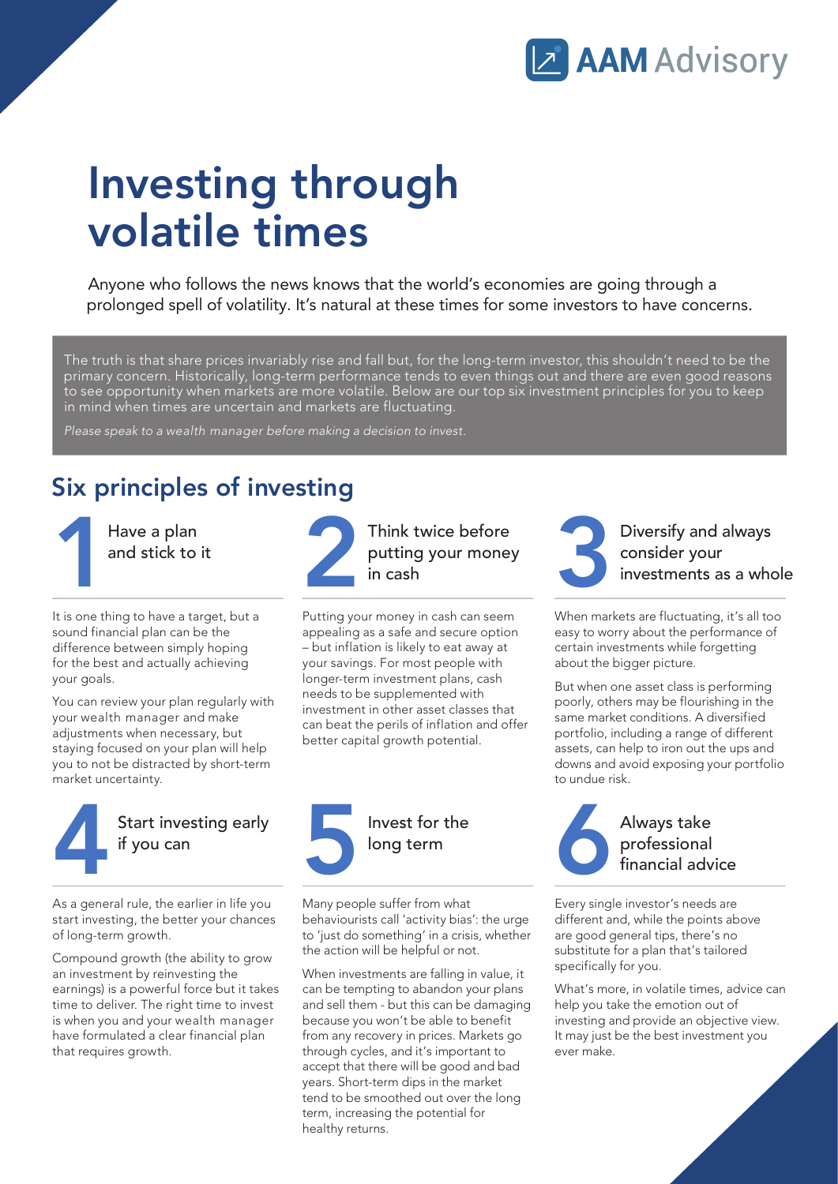AAM Advisory

# Investing through volatile times

Anyone who follows the news knows that the world's economies are going through a prolonged spell of volatility. It's natural at these times for some investors to have concerns.

The truth is that share prices invariably rise and fall but, for the long-term investor, this shouldn't need to be the primary concern. Historically, long-term performance tends to even things out and there are even good reasons to see opportunity when markets are more volatile. Below are our top six investment principles for you to keep in mind when times are uncertain and markets are fluctuating.

*Please speak to a wealth manager before making a decision to invest.*

## Six principles of investing

### 1 Have a plan and stick to it

It is one thing to have a target, but a sound financial plan can be the difference between simply hoping for the best and actually achieving your goals.

You can review your plan regularly with your wealth manager and make adjustments when necessary, but staying focused on your plan will help you to not be distracted by short-term market uncertainty.

### 2 Think twice before putting your money in cash

Putting your money in cash can seem appealing as a safe and secure option – but inflation is likely to eat away at your savings. For most people with longer-term investment plans, cash needs to be supplemented with investment in other asset classes that can beat the perils of inflation and offer better capital growth potential.

### 3 Diversify and always consider your investments as a whole

When markets are fluctuating, it's all too easy to worry about the performance of certain investments while forgetting about the bigger picture.

But when one asset class is performing poorly, others may be flourishing in the same market conditions. A diversified portfolio, including a range of different assets, can help to iron out the ups and downs and avoid exposing your portfolio to undue risk.

### 4 Start investing early if you can

As a general rule, the earlier in life you start investing, the better your chances of long-term growth.

Compound growth (the ability to grow an investment by reinvesting the earnings) is a powerful force but it takes time to deliver. The right time to invest is when you and your wealth manager have formulated a clear financial plan that requires growth.

### 5 Invest for the long term

Many people suffer from what behaviourists call 'activity bias': the urge to 'just do something' in a crisis, whether the action will be helpful or not.

When investments are falling in value, it can be tempting to abandon your plans and sell them - but this can be damaging because you won't be able to benefit from any recovery in prices. Markets go through cycles, and it's important to accept that there will be good and bad years. Short-term dips in the market tend to be smoothed out over the long term, increasing the potential for healthy returns.

### 6 Always take professional financial advice

Every single investor's needs are different and, while the points above are good general tips, there's no substitute for a plan that's tailored specifically for you.

What's more, in volatile times, advice can help you take the emotion out of investing and provide an objective view. It may just be the best investment you ever make.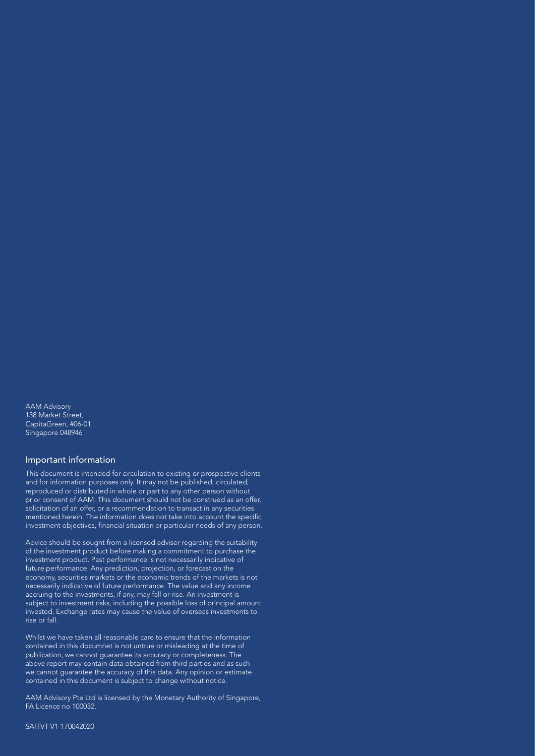AAM Advisory
138 Market Street,
CapitaGreen, #06-01
Singapore 048946

## Important information

This document is intended for circulation to existing or prospective clients and for information purposes only. It may not be published, circulated, reproduced or distributed in whole or part to any other person without prior consent of AAM. This document should not be construed as an offer, solicitation of an offer, or a recommendation to transact in any securities mentioned herein. The information does not take into account the specific investment objectives, financial situation or particular needs of any person.

Advice should be sought from a licensed adviser regarding the suitability of the investment product before making a commitment to purchase the investment product. Past performance is not necessarily indicative of future performance. Any prediction, projection, or forecast on the economy, securities markets or the economic trends of the markets is not necessarily indicative of future performance. The value and any income accruing to the investments, if any, may fall or rise. An investment is subject to investment risks, including the possible loss of principal amount invested. Exchange rates may cause the value of overseas investments to rise or fall.

Whilst we have taken all reasonable care to ensure that the information contained in this documnet is not untrue or misleading at the time of publication, we cannot guarantee its accuracy or completeness. The above report may contain data obtained from third parties and as such we cannot guarantee the accuracy of this data. Any opinion or estimate contained in this document is subject to change without notice.

AAM Advisory Pte Ltd is licensed by the Monetary Authority of Singapore, FA Licence no 100032.

SAITVT-V1-170042020